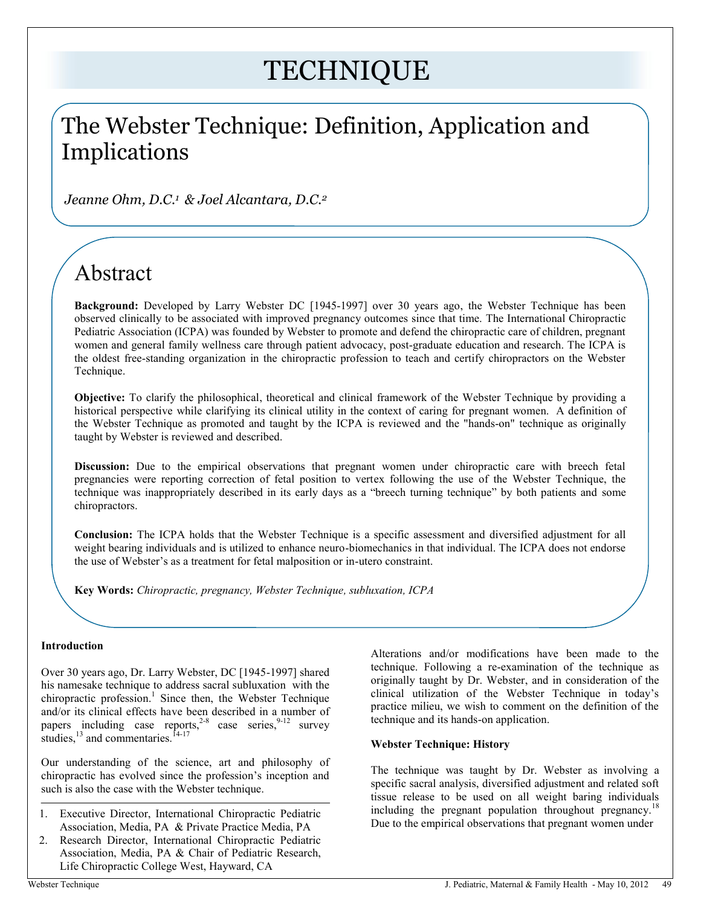# TECHNIQUE

## The Webster Technique: Definition, Application and Implications

*Jeanne Ohm, D.C.[1] & Joel Alcantara, D.C.[2]*

## Abstract

**Background:** Developed by Larry Webster DC [1945-1997] over 30 years ago, the Webster Technique has been observed clinically to be associated with improved pregnancy outcomes since that time. The International Chiropractic Pediatric Association (ICPA) was founded by Webster to promote and defend the chiropractic care of children, pregnant women and general family wellness care through patient advocacy, post-graduate education and research. The ICPA is the oldest free-standing organization in the chiropractic profession to teach and certify chiropractors on the Webster Technique.

**Objective:** To clarify the philosophical, theoretical and clinical framework of the Webster Technique by providing a historical perspective while clarifying its clinical utility in the context of caring for pregnant women. A definition of the Webster Technique as promoted and taught by the ICPA is reviewed and the "hands-on" technique as originally taught by Webster is reviewed and described.

**Discussion:** Due to the empirical observations that pregnant women under chiropractic care with breech fetal pregnancies were reporting correction of fetal position to vertex following the use of the Webster Technique, the technique was inappropriately described in its early days as a "breech turning technique" by both patients and some chiropractors.

**Conclusion:** The ICPA holds that the Webster Technique is a specific assessment and diversified adjustment for all weight bearing individuals and is utilized to enhance neuro-biomechanics in that individual. The ICPA does not endorse the use of Webster's as a treatment for fetal malposition or in-utero constraint.

**Key Words:** *Chiropractic, pregnancy, Webster Technique, subluxation, ICPA*

### Introduction

Over 30 years ago, Dr. Larry Webster, DC [1945-1997] shared his namesake technique to address sacral subluxation with the chiropractic profession.[1] Since then, the Webster Technique and/or its clinical effects have been described in a number of papers including case reports,[2-8] case series,[9-12] survey studies,[13] and commentaries.[14-17]

Our understanding of the science, art and philosophy of chiropractic has evolved since the profession's inception and such is also the case with the Webster technique.

Alterations and/or modifications have been made to the technique. Following a re-examination of the technique as originally taught by Dr. Webster, and in consideration of the clinical utilization of the Webster Technique in today's practice milieu, we wish to comment on the definition of the technique and its hands-on application.

### Webster Technique: History

The technique was taught by Dr. Webster as involving a specific sacral analysis, diversified adjustment and related soft tissue release to be used on all weight baring individuals including the pregnant population throughout pregnancy.[18] Due to the empirical observations that pregnant women under

---

1. Executive Director, International Chiropractic Pediatric Association, Media, PA & Private Practice Media, PA
2. Research Director, International Chiropractic Pediatric Association, Media, PA & Chair of Pediatric Research, Life Chiropractic College West, Hayward, CA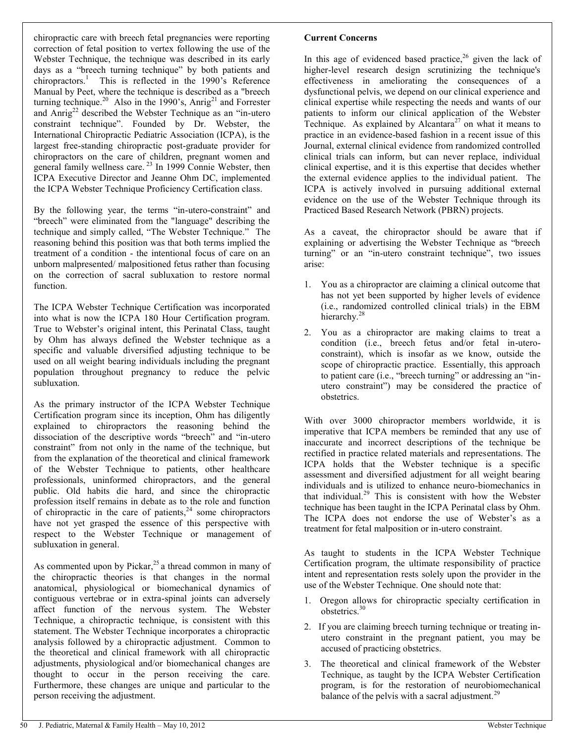chiropractic care with breech fetal pregnancies were reporting correction of fetal position to vertex following the use of the Webster Technique, the technique was described in its early days as a "breech turning technique" by both patients and chiropractors.[1] This is reflected in the 1990's Reference Manual by Peet, where the technique is described as a "breech turning technique.[20] Also in the 1990's, Anrig[21] and Forrester and Anrig[22] described the Webster Technique as an "in-utero constraint technique". Founded by Dr. Webster, the International Chiropractic Pediatric Association (ICPA), is the largest free-standing chiropractic post-graduate provider for chiropractors on the care of children, pregnant women and general family wellness care.[23] In 1999 Connie Webster, then ICPA Executive Director and Jeanne Ohm DC, implemented the ICPA Webster Technique Proficiency Certification class.

By the following year, the terms "in-utero-constraint" and "breech" were eliminated from the "language" describing the technique and simply called, "The Webster Technique." The reasoning behind this position was that both terms implied the treatment of a condition - the intentional focus of care on an unborn malpresented/ malpositioned fetus rather than focusing on the correction of sacral subluxation to restore normal function.

The ICPA Webster Technique Certification was incorporated into what is now the ICPA 180 Hour Certification program. True to Webster's original intent, this Perinatal Class, taught by Ohm has always defined the Webster technique as a specific and valuable diversified adjusting technique to be used on all weight bearing individuals including the pregnant population throughout pregnancy to reduce the pelvic subluxation.

As the primary instructor of the ICPA Webster Technique Certification program since its inception, Ohm has diligently explained to chiropractors the reasoning behind the dissociation of the descriptive words "breech" and "in-utero constraint" from not only in the name of the technique, but from the explanation of the theoretical and clinical framework of the Webster Technique to patients, other healthcare professionals, uninformed chiropractors, and the general public. Old habits die hard, and since the chiropractic profession itself remains in debate as to the role and function of chiropractic in the care of patients,[24] some chiropractors have not yet grasped the essence of this perspective with respect to the Webster Technique or management of subluxation in general.

As commented upon by Pickar,[25] a thread common in many of the chiropractic theories is that changes in the normal anatomical, physiological or biomechanical dynamics of contiguous vertebrae or in extra-spinal joints can adversely affect function of the nervous system. The Webster Technique, a chiropractic technique, is consistent with this statement. The Webster Technique incorporates a chiropractic analysis followed by a chiropractic adjustment. Common to the theoretical and clinical framework with all chiropractic adjustments, physiological and/or biomechanical changes are thought to occur in the person receiving the care. Furthermore, these changes are unique and particular to the person receiving the adjustment.

**Current Concerns**

In this age of evidenced based practice,[26] given the lack of higher-level research design scrutinizing the technique's effectiveness in ameliorating the consequences of a dysfunctional pelvis, we depend on our clinical experience and clinical expertise while respecting the needs and wants of our patients to inform our clinical application of the Webster Technique. As explained by Alcantara[27] on what it means to practice in an evidence-based fashion in a recent issue of this Journal, external clinical evidence from randomized controlled clinical trials can inform, but can never replace, individual clinical expertise, and it is this expertise that decides whether the external evidence applies to the individual patient. The ICPA is actively involved in pursuing additional external evidence on the use of the Webster Technique through its Practiced Based Research Network (PBRN) projects.

As a caveat, the chiropractor should be aware that if explaining or advertising the Webster Technique as "breech turning" or an "in-utero constraint technique", two issues arise:

1. You as a chiropractor are claiming a clinical outcome that has not yet been supported by higher levels of evidence (i.e., randomized controlled clinical trials) in the EBM hierarchy.[28]
2. You as a chiropractor are making claims to treat a condition (i.e., breech fetus and/or fetal in-utero-constraint), which is insofar as we know, outside the scope of chiropractic practice. Essentially, this approach to patient care (i.e., "breech turning" or addressing an "in-utero constraint") may be considered the practice of obstetrics.

With over 3000 chiropractor members worldwide, it is imperative that ICPA members be reminded that any use of inaccurate and incorrect descriptions of the technique be rectified in practice related materials and representations. The ICPA holds that the Webster technique is a specific assessment and diversified adjustment for all weight bearing individuals and is utilized to enhance neuro-biomechanics in that individual.[29] This is consistent with how the Webster technique has been taught in the ICPA Perinatal class by Ohm. The ICPA does not endorse the use of Webster's as a treatment for fetal malposition or in-utero constraint.

As taught to students in the ICPA Webster Technique Certification program, the ultimate responsibility of practice intent and representation rests solely upon the provider in the use of the Webster Technique. One should note that:

1. Oregon allows for chiropractic specialty certification in obstetrics.[30]
2. If you are claiming breech turning technique or treating in-utero constraint in the pregnant patient, you may be accused of practicing obstetrics.
3. The theoretical and clinical framework of the Webster Technique, as taught by the ICPA Webster Certification program, is for the restoration of neurobiomechanical balance of the pelvis with a sacral adjustment.[29]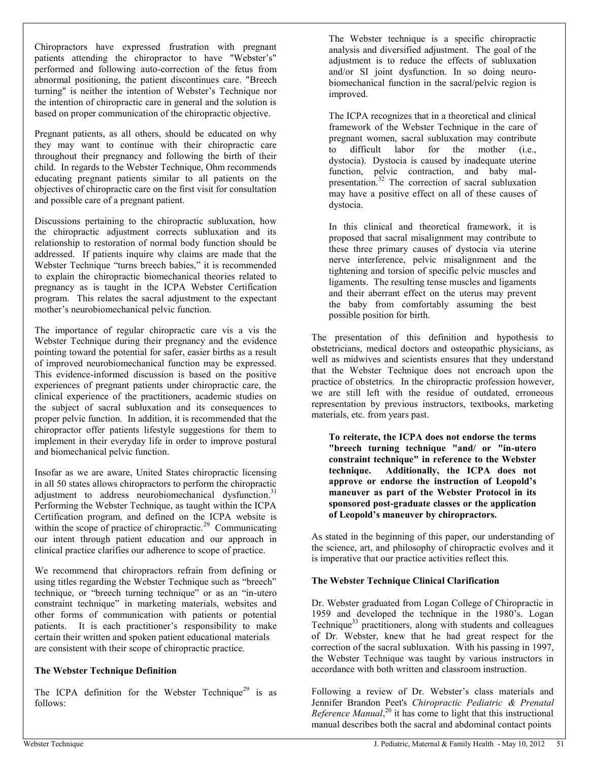Chiropractors have expressed frustration with pregnant patients attending the chiropractor to have "Webster's" performed and following auto-correction of the fetus from abnormal positioning, the patient discontinues care. "Breech turning" is neither the intention of Webster's Technique nor the intention of chiropractic care in general and the solution is based on proper communication of the chiropractic objective.

Pregnant patients, as all others, should be educated on why they may want to continue with their chiropractic care throughout their pregnancy and following the birth of their child. In regards to the Webster Technique, Ohm recommends educating pregnant patients similar to all patients on the objectives of chiropractic care on the first visit for consultation and possible care of a pregnant patient.

Discussions pertaining to the chiropractic subluxation, how the chiropractic adjustment corrects subluxation and its relationship to restoration of normal body function should be addressed. If patients inquire why claims are made that the Webster Technique "turns breech babies," it is recommended to explain the chiropractic biomechanical theories related to pregnancy as is taught in the ICPA Webster Certification program. This relates the sacral adjustment to the expectant mother's neurobiomechanical pelvic function.

The importance of regular chiropractic care vis a vis the Webster Technique during their pregnancy and the evidence pointing toward the potential for safer, easier births as a result of improved neurobiomechanical function may be expressed. This evidence-informed discussion is based on the positive experiences of pregnant patients under chiropractic care, the clinical experience of the practitioners, academic studies on the subject of sacral subluxation and its consequences to proper pelvic function. In addition, it is recommended that the chiropractor offer patients lifestyle suggestions for them to implement in their everyday life in order to improve postural and biomechanical pelvic function.

Insofar as we are aware, United States chiropractic licensing in all 50 states allows chiropractors to perform the chiropractic adjustment to address neurobiomechanical dysfunction.[31] Performing the Webster Technique, as taught within the ICPA Certification program, and defined on the ICPA website is within the scope of practice of chiropractic.[29] Communicating our intent through patient education and our approach in clinical practice clarifies our adherence to scope of practice.

We recommend that chiropractors refrain from defining or using titles regarding the Webster Technique such as "breech" technique, or "breech turning technique" or as an "in-utero constraint technique" in marketing materials, websites and other forms of communication with patients or potential patients. It is each practitioner's responsibility to make certain their written and spoken patient educational materials are consistent with their scope of chiropractic practice.

**The Webster Technique Definition**

The ICPA definition for the Webster Technique[29] is as follows:

> The Webster technique is a specific chiropractic analysis and diversified adjustment. The goal of the adjustment is to reduce the effects of subluxation and/or SI joint dysfunction. In so doing neuro-biomechanical function in the sacral/pelvic region is improved.
>
> The ICPA recognizes that in a theoretical and clinical framework of the Webster Technique in the care of pregnant women, sacral subluxation may contribute to difficult labor for the mother (i.e., dystocia). Dystocia is caused by inadequate uterine function, pelvic contraction, and baby mal-presentation.[32] The correction of sacral subluxation may have a positive effect on all of these causes of dystocia.
>
> In this clinical and theoretical framework, it is proposed that sacral misalignment may contribute to these three primary causes of dystocia via uterine nerve interference, pelvic misalignment and the tightening and torsion of specific pelvic muscles and ligaments. The resulting tense muscles and ligaments and their aberrant effect on the uterus may prevent the baby from comfortably assuming the best possible position for birth.

The presentation of this definition and hypothesis to obstetricians, medical doctors and osteopathic physicians, as well as midwives and scientists ensures that they understand that the Webster Technique does not encroach upon the practice of obstetrics. In the chiropractic profession however, we are still left with the residue of outdated, erroneous representation by previous instructors, textbooks, marketing materials, etc. from years past.

> **To reiterate, the ICPA does not endorse the terms "breech turning technique "and/ or "in-utero constraint technique" in reference to the Webster technique. Additionally, the ICPA does not approve or endorse the instruction of Leopold's maneuver as part of the Webster Protocol in its sponsored post-graduate classes or the application of Leopold's maneuver by chiropractors.**

As stated in the beginning of this paper, our understanding of the science, art, and philosophy of chiropractic evolves and it is imperative that our practice activities reflect this.

**The Webster Technique Clinical Clarification**

Dr. Webster graduated from Logan College of Chiropractic in 1959 and developed the technique in the 1980's. Logan Technique[33] practitioners, along with students and colleagues of Dr. Webster, knew that he had great respect for the correction of the sacral subluxation. With his passing in 1997, the Webster Technique was taught by various instructors in accordance with both written and classroom instruction.

Following a review of Dr. Webster's class materials and Jennifer Brandon Peet's *Chiropractic Pediatric & Prenatal Reference Manual*,[20] it has come to light that this instructional manual describes both the sacral and abdominal contact points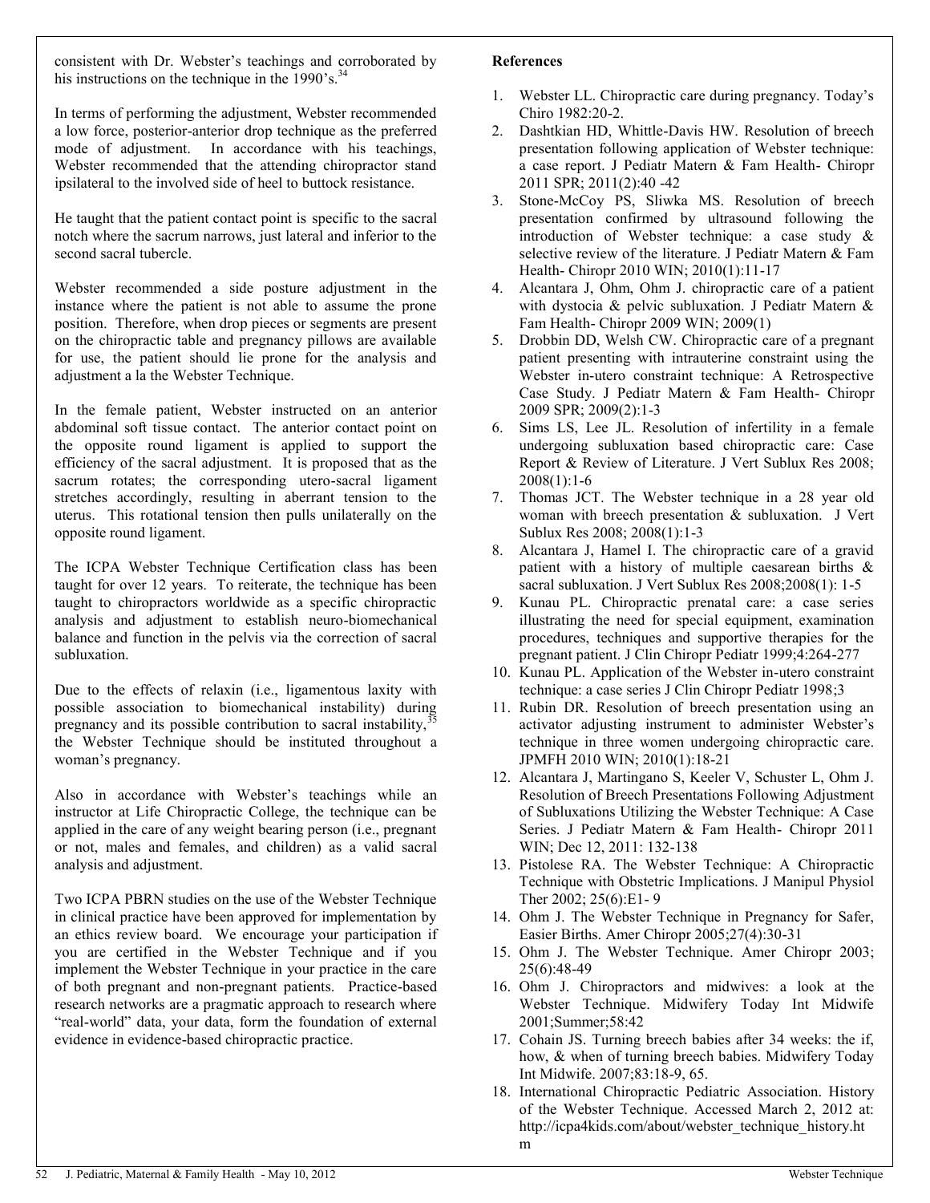consistent with Dr. Webster's teachings and corroborated by his instructions on the technique in the 1990's.[34]

In terms of performing the adjustment, Webster recommended a low force, posterior-anterior drop technique as the preferred mode of adjustment. In accordance with his teachings, Webster recommended that the attending chiropractor stand ipsilateral to the involved side of heel to buttock resistance.

He taught that the patient contact point is specific to the sacral notch where the sacrum narrows, just lateral and inferior to the second sacral tubercle.

Webster recommended a side posture adjustment in the instance where the patient is not able to assume the prone position. Therefore, when drop pieces or segments are present on the chiropractic table and pregnancy pillows are available for use, the patient should lie prone for the analysis and adjustment a la the Webster Technique.

In the female patient, Webster instructed on an anterior abdominal soft tissue contact. The anterior contact point on the opposite round ligament is applied to support the efficiency of the sacral adjustment. It is proposed that as the sacrum rotates; the corresponding utero-sacral ligament stretches accordingly, resulting in aberrant tension to the uterus. This rotational tension then pulls unilaterally on the opposite round ligament.

The ICPA Webster Technique Certification class has been taught for over 12 years. To reiterate, the technique has been taught to chiropractors worldwide as a specific chiropractic analysis and adjustment to establish neuro-biomechanical balance and function in the pelvis via the correction of sacral subluxation.

Due to the effects of relaxin (i.e., ligamentous laxity with possible association to biomechanical instability) during pregnancy and its possible contribution to sacral instability,[35] the Webster Technique should be instituted throughout a woman's pregnancy.

Also in accordance with Webster's teachings while an instructor at Life Chiropractic College, the technique can be applied in the care of any weight bearing person (i.e., pregnant or not, males and females, and children) as a valid sacral analysis and adjustment.

Two ICPA PBRN studies on the use of the Webster Technique in clinical practice have been approved for implementation by an ethics review board. We encourage your participation if you are certified in the Webster Technique and if you implement the Webster Technique in your practice in the care of both pregnant and non-pregnant patients. Practice-based research networks are a pragmatic approach to research where "real-world" data, your data, form the foundation of external evidence in evidence-based chiropractic practice.

**References**

1. Webster LL. Chiropractic care during pregnancy. Today's Chiro 1982:20-2.
2. Dashtkian HD, Whittle-Davis HW. Resolution of breech presentation following application of Webster technique: a case report. J Pediatr Matern & Fam Health- Chiropr 2011 SPR; 2011(2):40 -42
3. Stone-McCoy PS, Sliwka MS. Resolution of breech presentation confirmed by ultrasound following the introduction of Webster technique: a case study & selective review of the literature. J Pediatr Matern & Fam Health- Chiropr 2010 WIN; 2010(1):11-17
4. Alcantara J, Ohm, Ohm J. chiropractic care of a patient with dystocia & pelvic subluxation. J Pediatr Matern & Fam Health- Chiropr 2009 WIN; 2009(1)
5. Drobbin DD, Welsh CW. Chiropractic care of a pregnant patient presenting with intrauterine constraint using the Webster in-utero constraint technique: A Retrospective Case Study. J Pediatr Matern & Fam Health- Chiropr 2009 SPR; 2009(2):1-3
6. Sims LS, Lee JL. Resolution of infertility in a female undergoing subluxation based chiropractic care: Case Report & Review of Literature. J Vert Sublux Res 2008; 2008(1):1-6
7. Thomas JCT. The Webster technique in a 28 year old woman with breech presentation & subluxation. J Vert Sublux Res 2008; 2008(1):1-3
8. Alcantara J, Hamel I. The chiropractic care of a gravid patient with a history of multiple caesarean births & sacral subluxation. J Vert Sublux Res 2008;2008(1): 1-5
9. Kunau PL. Chiropractic prenatal care: a case series illustrating the need for special equipment, examination procedures, techniques and supportive therapies for the pregnant patient. J Clin Chiropr Pediatr 1999;4:264-277
10. Kunau PL. Application of the Webster in-utero constraint technique: a case series J Clin Chiropr Pediatr 1998;3
11. Rubin DR. Resolution of breech presentation using an activator adjusting instrument to administer Webster's technique in three women undergoing chiropractic care. JPMFH 2010 WIN; 2010(1):18-21
12. Alcantara J, Martingano S, Keeler V, Schuster L, Ohm J. Resolution of Subluxations Utilizing the Webster Technique: A Case Series. J Pediatr Matern & Fam Health- Chiropr 2011 WIN; Dec 12, 2011: 132-138
13. Pistolese RA. The Webster Technique: A Chiropractic Technique with Obstetric Implications. J Manipul Physiol Ther 2002; 25(6):E1- 9
14. Ohm J. The Webster Technique in Pregnancy for Safer, Easier Births. Amer Chiropr 2005;27(4):30-31
15. Ohm J. The Webster Technique. Amer Chiropr 2003; 25(6):48-49
16. Ohm J. Chiropractors and midwives: a look at the Webster Technique. Midwifery Today Int Midwife 2001;Summer;58:42
17. Cohain JS. Turning breech babies after 34 weeks: the if, how, & when of turning breech babies. Midwifery Today Int Midwife. 2007;83:18-9, 65.
18. International Chiropractic Pediatric Association. History of the Webster Technique. Accessed March 2, 2012 at: http://icpa4kids.com/about/webster_technique_history.htm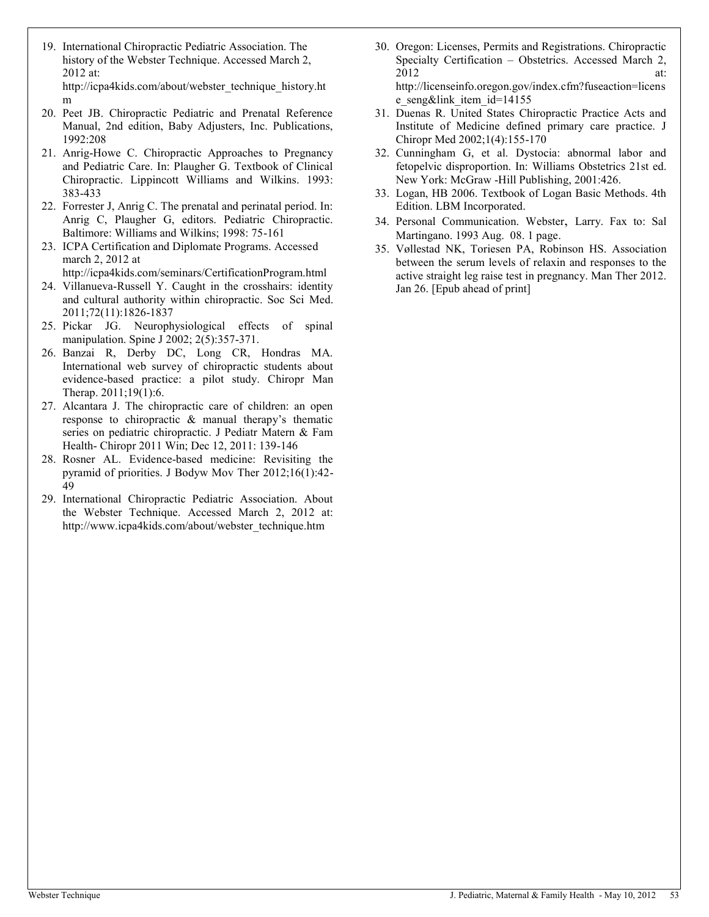19. International Chiropractic Pediatric Association. The history of the Webster Technique. Accessed March 2, 2012 at: http://icpa4kids.com/about/webster_technique_history.htm
20. Peet JB. Chiropractic Pediatric and Prenatal Reference Manual, 2nd edition, Baby Adjusters, Inc. Publications, 1992:208
21. Anrig-Howe C. Chiropractic Approaches to Pregnancy and Pediatric Care. In: Plaugher G. Textbook of Clinical Chiropractic. Lippincott Williams and Wilkins. 1993: 383-433
22. Forrester J, Anrig C. The prenatal and perinatal period. In: Anrig C, Plaugher G, editors. Pediatric Chiropractic. Baltimore: Williams and Wilkins; 1998: 75-161
23. ICPA Certification and Diplomate Programs. Accessed march 2, 2012 at http://icpa4kids.com/seminars/CertificationProgram.html
24. Villanueva-Russell Y. Caught in the crosshairs: identity and cultural authority within chiropractic. Soc Sci Med. 2011;72(11):1826-1837
25. Pickar JG. Neurophysiological effects of spinal manipulation. Spine J 2002; 2(5):357-371.
26. Banzai R, Derby DC, Long CR, Hondras MA. International web survey of chiropractic students about evidence-based practice: a pilot study. Chiropr Man Therap. 2011;19(1):6.
27. Alcantara J. The chiropractic care of children: an open response to chiropractic & manual therapy's thematic series on pediatric chiropractic. J Pediatr Matern & Fam Health- Chiropr 2011 Win; Dec 12, 2011: 139-146
28. Rosner AL. Evidence-based medicine: Revisiting the pyramid of priorities. J Bodyw Mov Ther 2012;16(1):42-49
29. International Chiropractic Pediatric Association. About the Webster Technique. Accessed March 2, 2012 at: http://www.icpa4kids.com/about/webster_technique.htm
30. Oregon: Licenses, Permits and Registrations. Chiropractic Specialty Certification – Obstetrics. Accessed March 2, 2012 at: http://licenseinfo.oregon.gov/index.cfm?fuseaction=license_seng&link_item_id=14155
31. Duenas R. United States Chiropractic Practice Acts and Institute of Medicine defined primary care practice. J Chiropr Med 2002;1(4):155-170
32. Cunningham G, et al. Dystocia: abnormal labor and fetopelvic disproportion. In: Williams Obstetrics 21st ed. New York: McGraw -Hill Publishing, 2001:426.
33. Logan, HB 2006. Textbook of Logan Basic Methods. 4th Edition. LBM Incorporated.
34. Personal Communication. Webster, Larry. Fax to: Sal Martingano. 1993 Aug. 08. 1 page.
35. Vøllestad NK, Toriesen PA, Robinson HS. Association between the serum levels of relaxin and responses to the active straight leg raise test in pregnancy. Man Ther 2012. Jan 26. [Epub ahead of print]